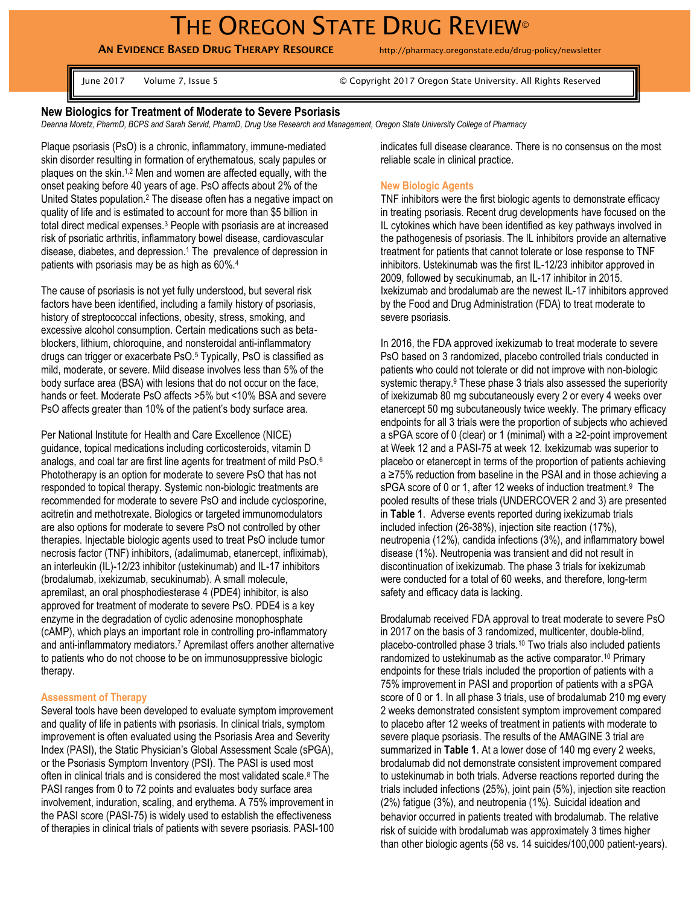# THE OREGON STATE DRUG REVIEW©

**AN EVIDENCE BASED DRUG THERAPY RESOURCE** http://pharmacy.oregonstate.edu/drug-policy/newsletter

June 2017 Volume 7, Issue 5 © Copyright 2017 Oregon State University. All Rights Reserved

## New Biologics for Treatment of Moderate to Severe Psoriasis

*Deanna Moretz, PharmD, BCPS and Sarah Servid, PharmD, Drug Use Research and Management, Oregon State University College of Pharmacy*

Plaque psoriasis (PsO) is a chronic, inflammatory, immune-mediated skin disorder resulting in formation of erythematous, scaly papules or plaques on the skin.[1,2] Men and women are affected equally, with the onset peaking before 40 years of age. PsO affects about 2% of the United States population.[2] The disease often has a negative impact on quality of life and is estimated to account for more than $5 billion in total direct medical expenses.[3] People with psoriasis are at increased risk of psoriatic arthritis, inflammatory bowel disease, cardiovascular disease, diabetes, and depression.[1] The prevalence of depression in patients with psoriasis may be as high as 60%.[4]

The cause of psoriasis is not yet fully understood, but several risk factors have been identified, including a family history of psoriasis, history of streptococcal infections, obesity, stress, smoking, and excessive alcohol consumption. Certain medications such as beta-blockers, lithium, chloroquine, and nonsteroidal anti-inflammatory drugs can trigger or exacerbate PsO.[5] Typically, PsO is classified as mild, moderate, or severe. Mild disease involves less than 5% of the body surface area (BSA) with lesions that do not occur on the face, hands or feet. Moderate PsO affects >5% but <10% BSA and severe PsO affects greater than 10% of the patient's body surface area.

Per National Institute for Health and Care Excellence (NICE) guidance, topical medications including corticosteroids, vitamin D analogs, and coal tar are first line agents for treatment of mild PsO.[6] Phototherapy is an option for moderate to severe PsO that has not responded to topical therapy. Systemic non-biologic treatments are recommended for moderate to severe PsO and include cyclosporine, acitretin and methotrexate. Biologics or targeted immunomodulators are also options for moderate to severe PsO not controlled by other therapies. Injectable biologic agents used to treat PsO include tumor necrosis factor (TNF) inhibitors, (adalimumab, etanercept, infliximab), an interleukin (IL)-12/23 inhibitor (ustekinumab) and IL-17 inhibitors (brodalumab, ixekizumab, secukinumab). A small molecule, apremilast, an oral phosphodiesterase 4 (PDE4) inhibitor, is also approved for treatment of moderate to severe PsO. PDE4 is a key enzyme in the degradation of cyclic adenosine monophosphate (cAMP), which plays an important role in controlling pro-inflammatory and anti-inflammatory mediators.[7] Apremilast offers another alternative to patients who do not choose to be on immunosuppressive biologic therapy.

### Assessment of Therapy

Several tools have been developed to evaluate symptom improvement and quality of life in patients with psoriasis. In clinical trials, symptom improvement is often evaluated using the Psoriasis Area and Severity Index (PASI), the Static Physician's Global Assessment Scale (sPGA), or the Psoriasis Symptom Inventory (PSI). The PASI is used most often in clinical trials and is considered the most validated scale.[8] The PASI ranges from 0 to 72 points and evaluates body surface area involvement, induration, scaling, and erythema. A 75% improvement in the PASI score (PASI-75) is widely used to establish the effectiveness of therapies in clinical trials of patients with severe psoriasis. PASI-100 indicates full disease clearance. There is no consensus on the most reliable scale in clinical practice.

### New Biologic Agents

TNF inhibitors were the first biologic agents to demonstrate efficacy in treating psoriasis. Recent drug developments have focused on the IL cytokines which have been identified as key pathways involved in the pathogenesis of psoriasis. The IL inhibitors provide an alternative treatment for patients that cannot tolerate or lose response to TNF inhibitors. Ustekinumab was the first IL-12/23 inhibitor approved in 2009, followed by secukinumab, an IL-17 inhibitor in 2015. Ixekizumab and brodalumab are the newest IL-17 inhibitors approved by the Food and Drug Administration (FDA) to treat moderate to severe psoriasis.

In 2016, the FDA approved ixekizumab to treat moderate to severe PsO based on 3 randomized, placebo controlled trials conducted in patients who could not tolerate or did not improve with non-biologic systemic therapy.[9] These phase 3 trials also assessed the superiority of ixekizumab 80 mg subcutaneously every 2 or every 4 weeks over etanercept 50 mg subcutaneously twice weekly. The primary efficacy endpoints for all 3 trials were the proportion of subjects who achieved a sPGA score of 0 (clear) or 1 (minimal) with a ≥2-point improvement at Week 12 and a PASI-75 at week 12. Ixekizumab was superior to placebo or etanercept in terms of the proportion of patients achieving a ≥75% reduction from baseline in the PSAI and in those achieving a sPGA score of 0 or 1, after 12 weeks of induction treatment.[9] The pooled results of these trials (UNDERCOVER 2 and 3) are presented in **Table 1**. Adverse events reported during ixekizumab trials included infection (26-38%), injection site reaction (17%), neutropenia (12%), candida infections (3%), and inflammatory bowel disease (1%). Neutropenia was transient and did not result in discontinuation of ixekizumab. The phase 3 trials for ixekizumab were conducted for a total of 60 weeks, and therefore, long-term safety and efficacy data is lacking.

Brodalumab received FDA approval to treat moderate to severe PsO in 2017 on the basis of 3 randomized, multicenter, double-blind, placebo-controlled phase 3 trials.[10] Two trials also included patients randomized to ustekinumab as the active comparator.[10] Primary endpoints for these trials included the proportion of patients with a 75% improvement in PASI and proportion of patients with a sPGA score of 0 or 1. In all phase 3 trials, use of brodalumab 210 mg every 2 weeks demonstrated consistent symptom improvement compared to placebo after 12 weeks of treatment in patients with moderate to severe plaque psoriasis. The results of the AMAGINE 3 trial are summarized in **Table 1**. At a lower dose of 140 mg every 2 weeks, brodalumab did not demonstrate consistent improvement compared to ustekinumab in both trials. Adverse reactions reported during the trials included infections (25%), joint pain (5%), injection site reaction (2%) fatigue (3%), and neutropenia (1%). Suicidal ideation and behavior occurred in patients treated with brodalumab. The relative risk of suicide with brodalumab was approximately 3 times higher than other biologic agents (58 vs. 14 suicides/100,000 patient-years).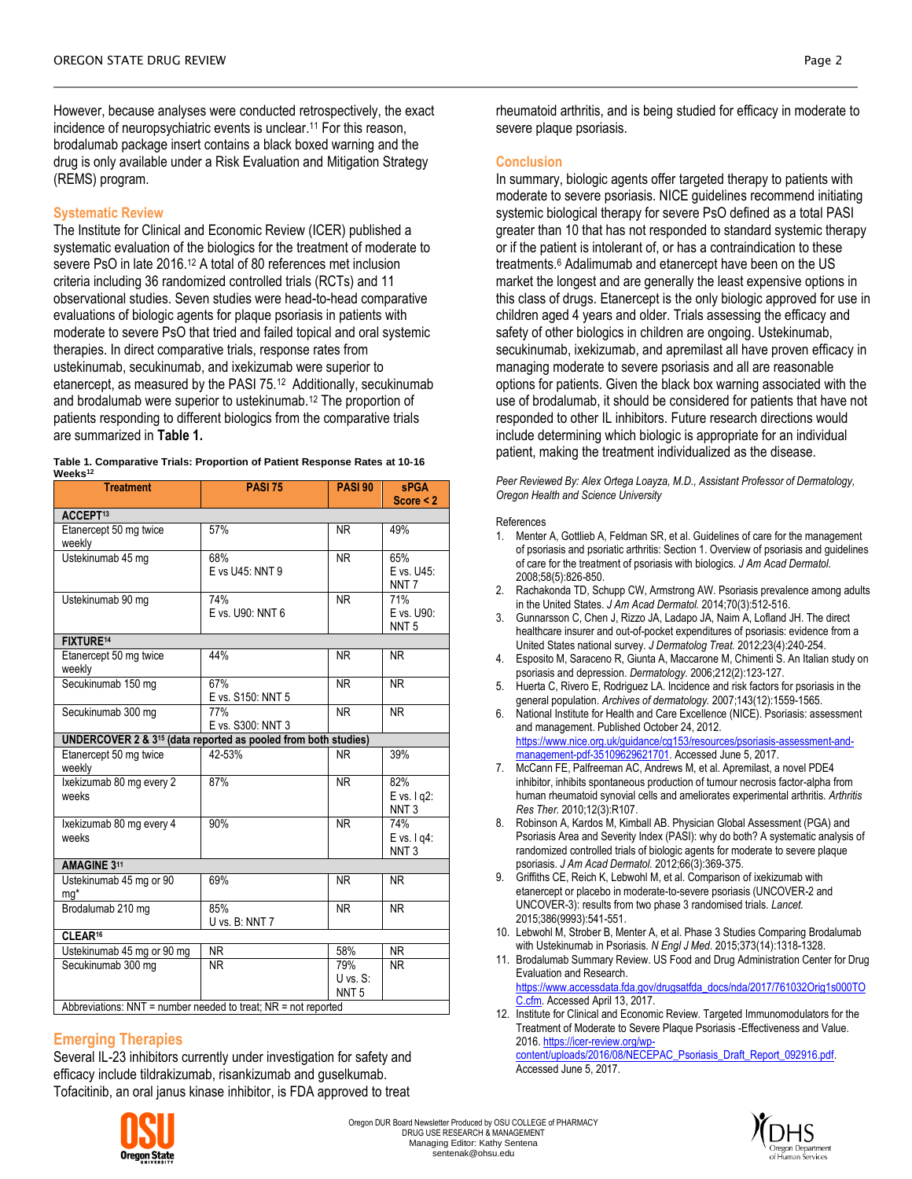However, because analyses were conducted retrospectively, the exact incidence of neuropsychiatric events is unclear.[11] For this reason, brodalumab package insert contains a black boxed warning and the drug is only available under a Risk Evaluation and Mitigation Strategy (REMS) program.

## Systematic Review

The Institute for Clinical and Economic Review (ICER) published a systematic evaluation of the biologics for the treatment of moderate to severe PsO in late 2016.[12] A total of 80 references met inclusion criteria including 36 randomized controlled trials (RCTs) and 11 observational studies. Seven studies were head-to-head comparative evaluations of biologic agents for plaque psoriasis in patients with moderate to severe PsO that tried and failed topical and oral systemic therapies. In direct comparative trials, response rates from ustekinumab, secukinumab, and ixekizumab were superior to etanercept, as measured by the PASI 75.[12] Additionally, secukinumab and brodalumab were superior to ustekinumab.[12] The proportion of patients responding to different biologics from the comparative trials are summarized in **Table 1.**

**Table 1. Comparative Trials: Proportion of Patient Response Rates at 10-16 Weeks[12]**

| Treatment | PASI 75 | PASI 90 | sPGA Score < 2 |
|---|---|---|---|
| **ACCEPT[13]** | | | |
| Etanercept 50 mg twice weekly | 57% | NR | 49% |
| Ustekinumab 45 mg | 68%<br>E vs U45: NNT 9 | NR | 65%<br>E vs. U45: NNT 7 |
| Ustekinumab 90 mg | 74%<br>E vs. U90: NNT 6 | NR | 71%<br>E vs. U90: NNT 5 |
| **FIXTURE[14]** | | | |
| Etanercept 50 mg twice weekly | 44% | NR | NR |
| Secukinumab 150 mg | 67%<br>E vs. S150: NNT 5 | NR | NR |
| Secukinumab 300 mg | 77%<br>E vs. S300: NNT 3 | NR | NR |
| **UNDERCOVER 2 & 3[15] (data reported as pooled from both studies)** | | | |
| Etanercept 50 mg twice weekly | 42-53% | NR | 39% |
| Ixekizumab 80 mg every 2 weeks | 87% | NR | 82%<br>E vs. I q2: NNT 3 |
| Ixekizumab 80 mg every 4 weeks | 90% | NR | 74%<br>E vs. I q4: NNT 3 |
| **AMAGINE 3[11]** | | | |
| Ustekinumab 45 mg or 90 mg* | 69% | NR | NR |
| Brodalumab 210 mg | 85%<br>U vs. B: NNT 7 | NR | NR |
| **CLEAR[16]** | | | |
| Ustekinumab 45 mg or 90 mg | NR | 58% | NR |
| Secukinumab 300 mg | NR | 79%<br>U vs. S: NNT 5 | NR |

Abbreviations: NNT = number needed to treat; NR = not reported

## Emerging Therapies

Several IL-23 inhibitors currently under investigation for safety and efficacy include tildrakizumab, risankizumab and guselkumab. Tofacitinib, an oral janus kinase inhibitor, is FDA approved to treat rheumatoid arthritis, and is being studied for efficacy in moderate to severe plaque psoriasis.

## Conclusion

In summary, biologic agents offer targeted therapy to patients with moderate to severe psoriasis. NICE guidelines recommend initiating systemic biological therapy for severe PsO defined as a total PASI greater than 10 that has not responded to standard systemic therapy or if the patient is intolerant of, or has a contraindication to these treatments.[6] Adalimumab and etanercept have been on the US market the longest and are generally the least expensive options in this class of drugs. Etanercept is the only biologic approved for use in children aged 4 years and older. Trials assessing the efficacy and safety of other biologics in children are ongoing. Ustekinumab, secukinumab, ixekizumab, and apremilast all have proven efficacy in managing moderate to severe psoriasis and all are reasonable options for patients. Given the black box warning associated with the use of brodalumab, it should be considered for patients that have not responded to other IL inhibitors. Future research directions would include determining which biologic is appropriate for an individual patient, making the treatment individualized as the disease.

*Peer Reviewed By: Alex Ortega Loayza, M.D., Assistant Professor of Dermatology, Oregon Health and Science University*

References

1. Menter A, Gottlieb A, Feldman SR, et al. Guidelines of care for the management of psoriasis and psoriatic arthritis: Section 1. Overview of psoriasis and guidelines of care for the treatment of psoriasis with biologics. *J Am Acad Dermatol.* 2008;58(5):826-850.
2. Rachakonda TD, Schupp CW, Armstrong AW. Psoriasis prevalence among adults in the United States. *J Am Acad Dermatol.* 2014;70(3):512-516.
3. Gunnarsson C, Chen J, Rizzo JA, Ladapo JA, Naim A, Lofland JH. The direct healthcare insurer and out-of-pocket expenditures of psoriasis: evidence from a United States national survey. *J Dermatolog Treat.* 2012;23(4):240-254.
4. Esposito M, Saraceno R, Giunta A, Maccarone M, Chimenti S. An Italian study on psoriasis and depression. *Dermatology.* 2006;212(2):123-127.
5. Huerta C, Rivero E, Rodriguez LA. Incidence and risk factors for psoriasis in the general population. *Archives of dermatology.* 2007;143(12):1559-1565.
6. National Institute for Health and Care Excellence (NICE). Psoriasis: assessment and management. Published October 24, 2012. https://www.nice.org.uk/guidance/cg153/resources/psoriasis-assessment-and-management-pdf-35109629621701. Accessed June 5, 2017.
7. McCann FE, Palfreeman AC, Andrews M, et al. Apremilast, a novel PDE4 inhibitor, inhibits spontaneous production of tumour necrosis factor-alpha from human rheumatoid synovial cells and ameliorates experimental arthritis. *Arthritis Res Ther.* 2010;12(3):R107.
8. Robinson A, Kardos M, Kimball AB. Physician Global Assessment (PGA) and Psoriasis Area and Severity Index (PASI): why do both? A systematic analysis of randomized controlled trials of biologic agents for moderate to severe plaque psoriasis. *J Am Acad Dermatol.* 2012;66(3):369-375.
9. Griffiths CE, Reich K, Lebwohl M, et al. Comparison of ixekizumab with etanercept or placebo in moderate-to-severe psoriasis (UNCOVER-2 and UNCOVER-3): results from two phase 3 randomised trials. *Lancet.* 2015;386(9993):541-551.
10. Lebwohl M, Strober B, Menter A, et al. Phase 3 Studies Comparing Brodalumab with Ustekinumab in Psoriasis. *N Engl J Med.* 2015;373(14):1318-1328.
11. Brodalumab Summary Review. US Food and Drug Administration Center for Drug Evaluation and Research. https://www.accessdata.fda.gov/drugsatfda_docs/nda/2017/761032Orig1s000TOC.cfm. Accessed April 13, 2017.
12. Institute for Clinical and Economic Review. Targeted Immunomodulators for the Treatment of Moderate to Severe Plaque Psoriasis -Effectiveness and Value. 2016. https://icer-review.org/wp-content/uploads/2016/08/NECEPAC_Psoriasis_Draft_Report_092916.pdf. Accessed June 5, 2017.

Oregon DUR Board Newsletter Produced by OSU COLLEGE of PHARMACY DRUG USE RESEARCH & MANAGEMENT
Managing Editor: Kathy Sentena
sentenak@ohsu.edu